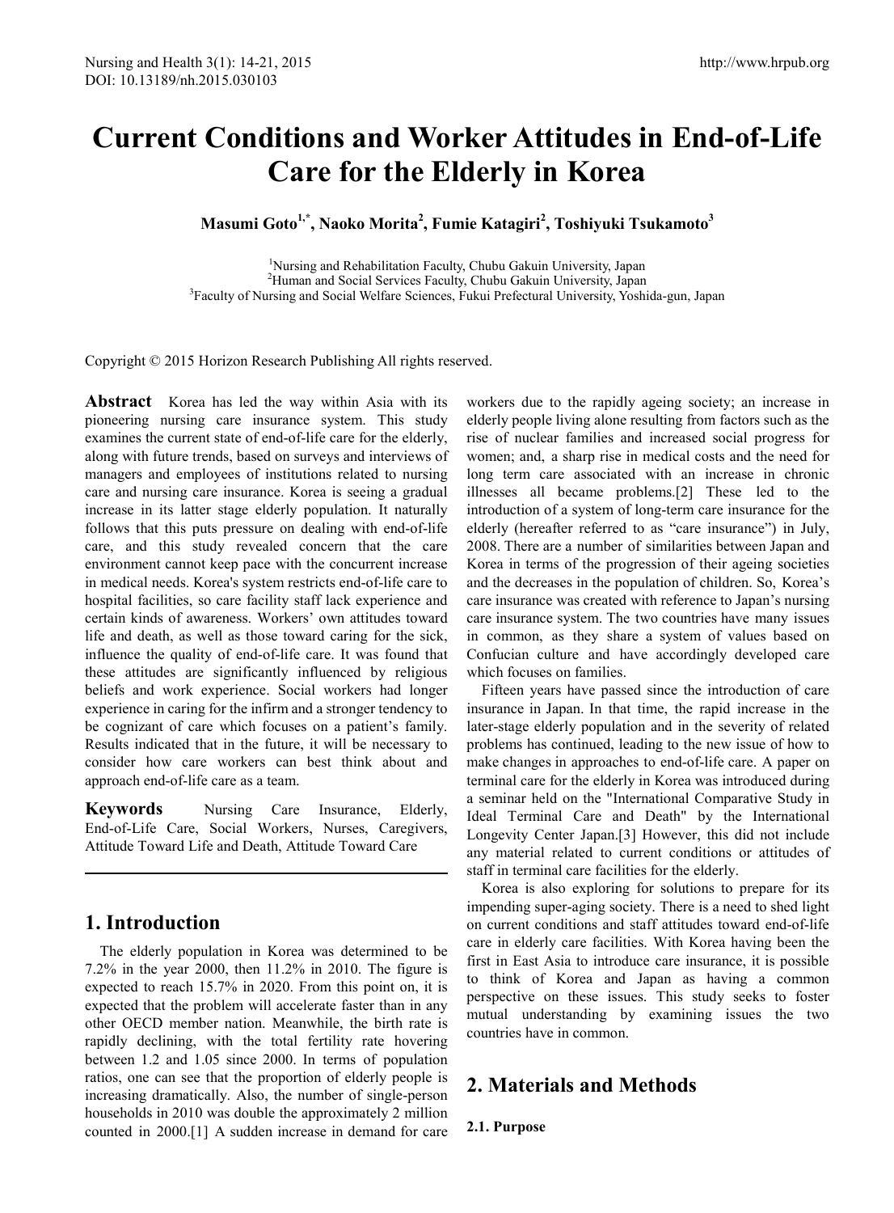# Current Conditions and Worker Attitudes in End-of-Life Care for the Elderly in Korea

**Masumi Goto[1,*], Naoko Morita[2], Fumie Katagiri[2], Toshiyuki Tsukamoto[3]**

[1]Nursing and Rehabilitation Faculty, Chubu Gakuin University, Japan
[2]Human and Social Services Faculty, Chubu Gakuin University, Japan
[3]Faculty of Nursing and Social Welfare Sciences, Fukui Prefectural University, Yoshida-gun, Japan

Copyright © 2015 Horizon Research Publishing All rights reserved.

**Abstract** Korea has led the way within Asia with its pioneering nursing care insurance system. This study examines the current state of end-of-life care for the elderly, along with future trends, based on surveys and interviews of managers and employees of institutions related to nursing care and nursing care insurance. Korea is seeing a gradual increase in its latter stage elderly population. It naturally follows that this puts pressure on dealing with end-of-life care, and this study revealed concern that the care environment cannot keep pace with the concurrent increase in medical needs. Korea's system restricts end-of-life care to hospital facilities, so care facility staff lack experience and certain kinds of awareness. Workers' own attitudes toward life and death, as well as those toward caring for the sick, influence the quality of end-of-life care. It was found that these attitudes are significantly influenced by religious beliefs and work experience. Social workers had longer experience in caring for the infirm and a stronger tendency to be cognizant of care which focuses on a patient's family. Results indicated that in the future, it will be necessary to consider how care workers can best think about and approach end-of-life care as a team.

**Keywords** Nursing Care Insurance, Elderly, End-of-Life Care, Social Workers, Nurses, Caregivers, Attitude Toward Life and Death, Attitude Toward Care

## 1. Introduction

The elderly population in Korea was determined to be 7.2% in the year 2000, then 11.2% in 2010. The figure is expected to reach 15.7% in 2020. From this point on, it is expected that the problem will accelerate faster than in any other OECD member nation. Meanwhile, the birth rate is rapidly declining, with the total fertility rate hovering between 1.2 and 1.05 since 2000. In terms of population ratios, one can see that the proportion of elderly people is increasing dramatically. Also, the number of single-person households in 2010 was double the approximately 2 million counted in 2000.[1] A sudden increase in demand for care workers due to the rapidly ageing society; an increase in elderly people living alone resulting from factors such as the rise of nuclear families and increased social progress for women; and, a sharp rise in medical costs and the need for long term care associated with an increase in chronic illnesses all became problems.[2] These led to the introduction of a system of long-term care insurance for the elderly (hereafter referred to as "care insurance") in July, 2008. There are a number of similarities between Japan and Korea in terms of the progression of their ageing societies and the decreases in the population of children. So, Korea's care insurance was created with reference to Japan's nursing care insurance system. The two countries have many issues in common, as they share a system of values based on Confucian culture and have accordingly developed care which focuses on families.

Fifteen years have passed since the introduction of care insurance in Japan. In that time, the rapid increase in the later-stage elderly population and in the severity of related problems has continued, leading to the new issue of how to make changes in approaches to end-of-life care. A paper on terminal care for the elderly in Korea was introduced during a seminar held on the "International Comparative Study in Ideal Terminal Care and Death" by the International Longevity Center Japan.[3] However, this did not include any material related to current conditions or attitudes of staff in terminal care facilities for the elderly.

Korea is also exploring for solutions to prepare for its impending super-aging society. There is a need to shed light on current conditions and staff attitudes toward end-of-life care in elderly care facilities. With Korea having been the first in East Asia to introduce care insurance, it is possible to think of Korea and Japan as having a common perspective on these issues. This study seeks to foster mutual understanding by examining issues the two countries have in common.

## 2. Materials and Methods

### 2.1. Purpose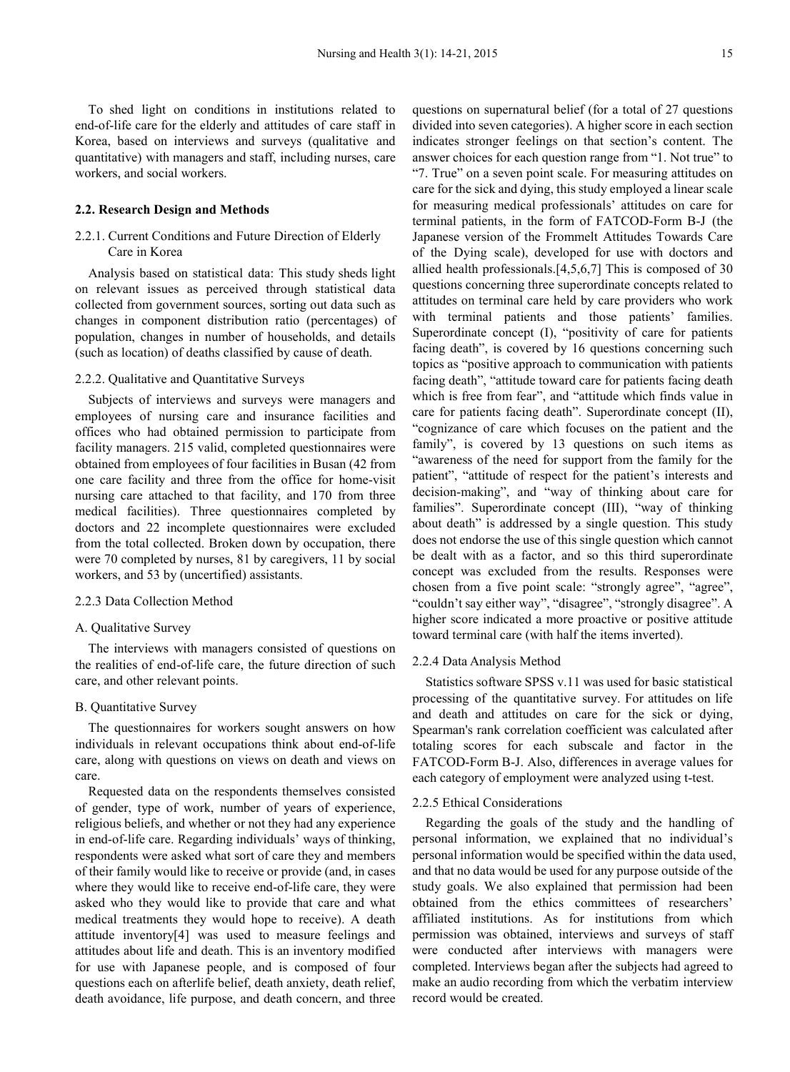To shed light on conditions in institutions related to end-of-life care for the elderly and attitudes of care staff in Korea, based on interviews and surveys (qualitative and quantitative) with managers and staff, including nurses, care workers, and social workers.

## 2.2. Research Design and Methods

### 2.2.1. Current Conditions and Future Direction of Elderly Care in Korea

Analysis based on statistical data: This study sheds light on relevant issues as perceived through statistical data collected from government sources, sorting out data such as changes in component distribution ratio (percentages) of population, changes in number of households, and details (such as location) of deaths classified by cause of death.

### 2.2.2. Qualitative and Quantitative Surveys

Subjects of interviews and surveys were managers and employees of nursing care and insurance facilities and offices who had obtained permission to participate from facility managers. 215 valid, completed questionnaires were obtained from employees of four facilities in Busan (42 from one care facility and three from the office for home-visit nursing care attached to that facility, and 170 from three medical facilities). Three questionnaires completed by doctors and 22 incomplete questionnaires were excluded from the total collected. Broken down by occupation, there were 70 completed by nurses, 81 by caregivers, 11 by social workers, and 53 by (uncertified) assistants.

### 2.2.3 Data Collection Method

A. Qualitative Survey

The interviews with managers consisted of questions on the realities of end-of-life care, the future direction of such care, and other relevant points.

B. Quantitative Survey

The questionnaires for workers sought answers on how individuals in relevant occupations think about end-of-life care, along with questions on views on death and views on care.

Requested data on the respondents themselves consisted of gender, type of work, number of years of experience, religious beliefs, and whether or not they had any experience in end-of-life care. Regarding individuals' ways of thinking, respondents were asked what sort of care they and members of their family would like to receive or provide (and, in cases where they would like to receive end-of-life care, they were asked who they would like to provide that care and what medical treatments they would hope to receive). A death attitude inventory[4] was used to measure feelings and attitudes about life and death. This is an inventory modified for use with Japanese people, and is composed of four questions each on afterlife belief, death anxiety, death relief, death avoidance, life purpose, and death concern, and three questions on supernatural belief (for a total of 27 questions divided into seven categories). A higher score in each section indicates stronger feelings on that section's content. The answer choices for each question range from "1. Not true" to "7. True" on a seven point scale. For measuring attitudes on care for the sick and dying, this study employed a linear scale for measuring medical professionals' attitudes on care for terminal patients, in the form of FATCOD-Form B-J (the Japanese version of the Frommelt Attitudes Towards Care of the Dying scale), developed for use with doctors and allied health professionals.[4,5,6,7] This is composed of 30 questions concerning three superordinate concepts related to attitudes on terminal care held by care providers who work with terminal patients and those patients' families. Superordinate concept (I), "positivity of care for patients facing death", is covered by 16 questions concerning such topics as "positive approach to communication with patients facing death", "attitude toward care for patients facing death which is free from fear", and "attitude which finds value in care for patients facing death". Superordinate concept (II), "cognizance of care which focuses on the patient and the family", is covered by 13 questions on such items as "awareness of the need for support from the family for the patient", "attitude of respect for the patient's interests and decision-making", and "way of thinking about care for families". Superordinate concept (III), "way of thinking about death" is addressed by a single question. This study does not endorse the use of this single question which cannot be dealt with as a factor, and so this third superordinate concept was excluded from the results. Responses were chosen from a five point scale: "strongly agree", "agree", "couldn't say either way", "disagree", "strongly disagree". A higher score indicated a more proactive or positive attitude toward terminal care (with half the items inverted).

### 2.2.4 Data Analysis Method

Statistics software SPSS v.11 was used for basic statistical processing of the quantitative survey. For attitudes on life and death and attitudes on care for the sick or dying, Spearman's rank correlation coefficient was calculated after totaling scores for each subscale and factor in the FATCOD-Form B-J. Also, differences in average values for each category of employment were analyzed using t-test.

### 2.2.5 Ethical Considerations

Regarding the goals of the study and the handling of personal information, we explained that no individual's personal information would be specified within the data used, and that no data would be used for any purpose outside of the study goals. We also explained that permission had been obtained from the ethics committees of researchers' affiliated institutions. As for institutions from which permission was obtained, interviews and surveys of staff were conducted after interviews with managers were completed. Interviews began after the subjects had agreed to make an audio recording from which the verbatim interview record would be created.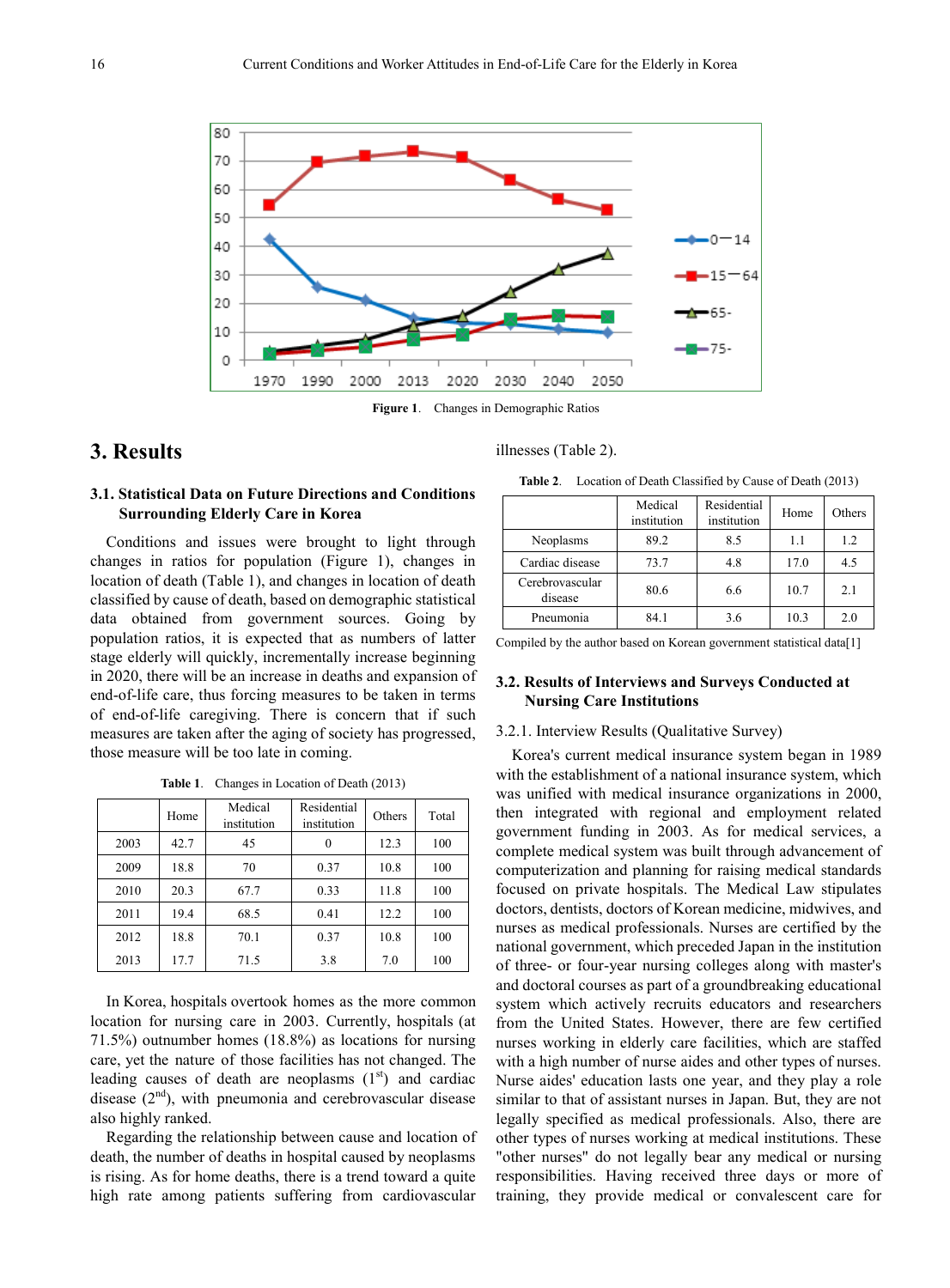Figure 1. Changes in Demographic Ratios

## 3. Results

### 3.1. Statistical Data on Future Directions and Conditions Surrounding Elderly Care in Korea

Conditions and issues were brought to light through changes in ratios for population (Figure 1), changes in location of death (Table 1), and changes in location of death classified by cause of death, based on demographic statistical data obtained from government sources. Going by population ratios, it is expected that as numbers of latter stage elderly will quickly, incrementally increase beginning in 2020, there will be an increase in deaths and expansion of end-of-life care, thus forcing measures to be taken in terms of end-of-life caregiving. There is concern that if such measures are taken after the aging of society has progressed, those measure will be too late in coming.

**Table 1.** Changes in Location of Death (2013)

| | Home | Medical institution | Residential institution | Others | Total |
|---|---|---|---|---|---|
| 2003 | 42.7 | 45 | 0 | 12.3 | 100 |
| 2009 | 18.8 | 70 | 0.37 | 10.8 | 100 |
| 2010 | 20.3 | 67.7 | 0.33 | 11.8 | 100 |
| 2011 | 19.4 | 68.5 | 0.41 | 12.2 | 100 |
| 2012 | 18.8 | 70.1 | 0.37 | 10.8 | 100 |
| 2013 | 17.7 | 71.5 | 3.8 | 7.0 | 100 |

In Korea, hospitals overtook homes as the more common location for nursing care in 2003. Currently, hospitals (at 71.5%) outnumber homes (18.8%) as locations for nursing care, yet the nature of those facilities has not changed. The leading causes of death are neoplasms (1st) and cardiac disease (2nd), with pneumonia and cerebrovascular disease also highly ranked.

Regarding the relationship between cause and location of death, the number of deaths in hospital caused by neoplasms is rising. As for home deaths, there is a trend toward a quite high rate among patients suffering from cardiovascular illnesses (Table 2).

**Table 2.** Location of Death Classified by Cause of Death (2013)

| | Medical institution | Residential institution | Home | Others |
|---|---|---|---|---|
| Neoplasms | 89.2 | 8.5 | 1.1 | 1.2 |
| Cardiac disease | 73.7 | 4.8 | 17.0 | 4.5 |
| Cerebrovascular disease | 80.6 | 6.6 | 10.7 | 2.1 |
| Pneumonia | 84.1 | 3.6 | 10.3 | 2.0 |

Compiled by the author based on Korean government statistical data[1]

### 3.2. Results of Interviews and Surveys Conducted at Nursing Care Institutions

#### 3.2.1. Interview Results (Qualitative Survey)

Korea's current medical insurance system began in 1989 with the establishment of a national insurance system, which was unified with medical insurance organizations in 2000, then integrated with regional and employment related government funding in 2003. As for medical services, a complete medical system was built through advancement of computerization and planning for raising medical standards focused on private hospitals. The Medical Law stipulates doctors, dentists, doctors of Korean medicine, midwives, and nurses as medical professionals. Nurses are certified by the national government, which preceded Japan in the institution of three- or four-year nursing colleges along with master's and doctoral courses as part of a groundbreaking educational system which actively recruits educators and researchers from the United States. However, there are few certified nurses working in elderly care facilities, which are staffed with a high number of nurse aides and other types of nurses. Nurse aides' education lasts one year, and they play a role similar to that of assistant nurses in Japan. But, they are not legally specified as medical professionals. Also, there are other types of nurses working at medical institutions. These "other nurses" do not legally bear any medical or nursing responsibilities. Having received three days or more of training, they provide medical or convalescent care for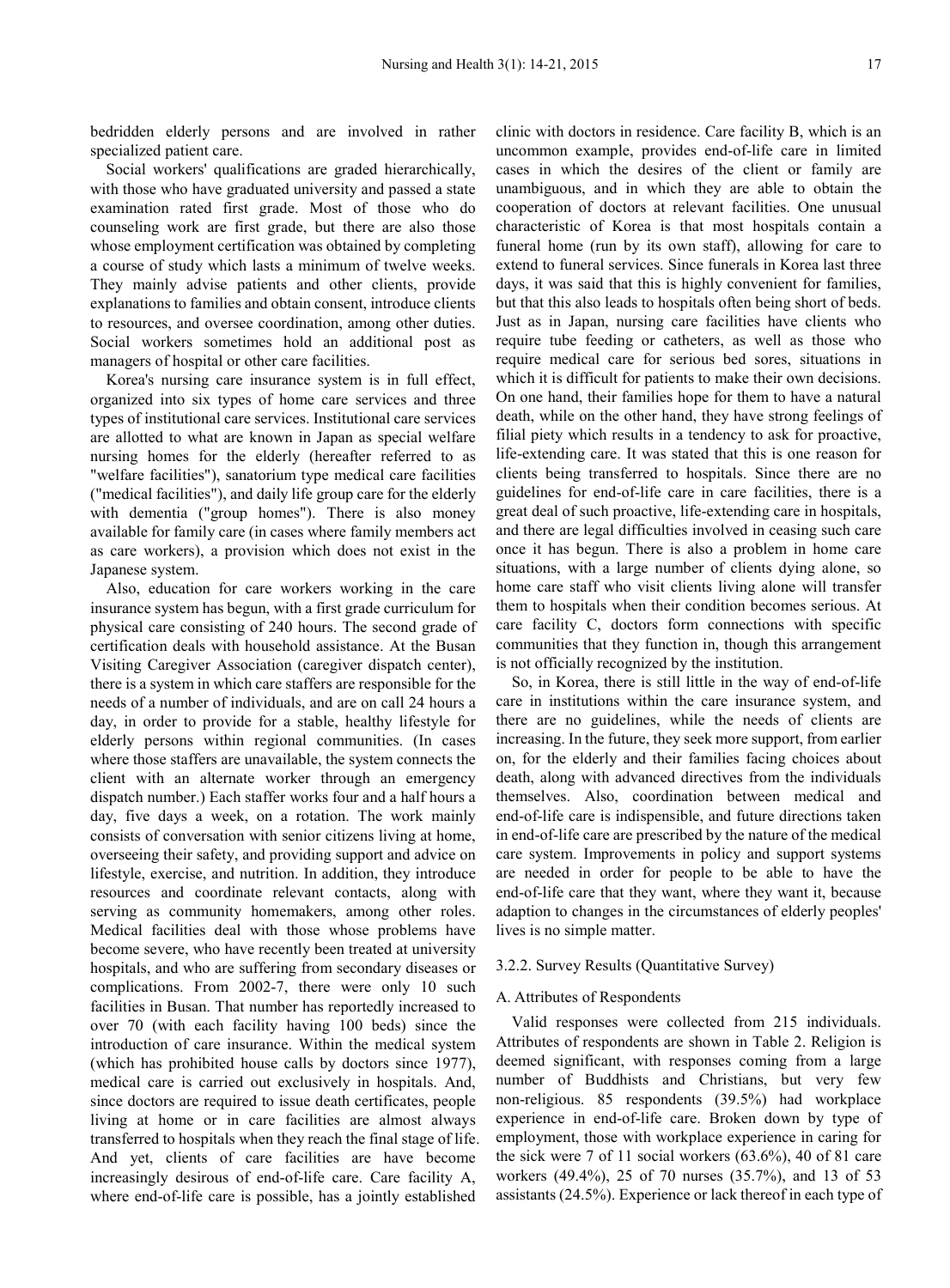bedridden elderly persons and are involved in rather specialized patient care.

Social workers' qualifications are graded hierarchically, with those who have graduated university and passed a state examination rated first grade. Most of those who do counseling work are first grade, but there are also those whose employment certification was obtained by completing a course of study which lasts a minimum of twelve weeks. They mainly advise patients and other clients, provide explanations to families and obtain consent, introduce clients to resources, and oversee coordination, among other duties. Social workers sometimes hold an additional post as managers of hospital or other care facilities.

Korea's nursing care insurance system is in full effect, organized into six types of home care services and three types of institutional care services. Institutional care services are allotted to what are known in Japan as special welfare nursing homes for the elderly (hereafter referred to as "welfare facilities"), sanatorium type medical care facilities ("medical facilities"), and daily life group care for the elderly with dementia ("group homes"). There is also money available for family care (in cases where family members act as care workers), a provision which does not exist in the Japanese system.

Also, education for care workers working in the care insurance system has begun, with a first grade curriculum for physical care consisting of 240 hours. The second grade of certification deals with household assistance. At the Busan Visiting Caregiver Association (caregiver dispatch center), there is a system in which care staffers are responsible for the needs of a number of individuals, and are on call 24 hours a day, in order to provide for a stable, healthy lifestyle for elderly persons within regional communities. (In cases where those staffers are unavailable, the system connects the client with an alternate worker through an emergency dispatch number.) Each staffer works four and a half hours a day, five days a week, on a rotation. The work mainly consists of conversation with senior citizens living at home, overseeing their safety, and providing support and advice on lifestyle, exercise, and nutrition. In addition, they introduce resources and coordinate relevant contacts, along with serving as community homemakers, among other roles. Medical facilities deal with those whose problems have become severe, who have recently been treated at university hospitals, and who are suffering from secondary diseases or complications. From 2002-7, there were only 10 such facilities in Busan. That number has reportedly increased to over 70 (with each facility having 100 beds) since the introduction of care insurance. Within the medical system (which has prohibited house calls by doctors since 1977), medical care is carried out exclusively in hospitals. And, since doctors are required to issue death certificates, people living at home or in care facilities are almost always transferred to hospitals when they reach the final stage of life. And yet, clients of care facilities are have become increasingly desirous of end-of-life care. Care facility A, where end-of-life care is possible, has a jointly established clinic with doctors in residence. Care facility B, which is an uncommon example, provides end-of-life care in limited cases in which the desires of the client or family are unambiguous, and in which they are able to obtain the cooperation of doctors at relevant facilities. One unusual characteristic of Korea is that most hospitals contain a funeral home (run by its own staff), allowing for care to extend to funeral services. Since funerals in Korea last three days, it was said that this is highly convenient for families, but that this also leads to hospitals often being short of beds. Just as in Japan, nursing care facilities have clients who require tube feeding or catheters, as well as those who require medical care for serious bed sores, situations in which it is difficult for patients to make their own decisions. On one hand, their families hope for them to have a natural death, while on the other hand, they have strong feelings of filial piety which results in a tendency to ask for proactive, life-extending care. It was stated that this is one reason for clients being transferred to hospitals. Since there are no guidelines for end-of-life care in care facilities, there is a great deal of such proactive, life-extending care in hospitals, and there are legal difficulties involved in ceasing such care once it has begun. There is also a problem in home care situations, with a large number of clients dying alone, so home care staff who visit clients living alone will transfer them to hospitals when their condition becomes serious. At care facility C, doctors form connections with specific communities that they function in, though this arrangement is not officially recognized by the institution.

So, in Korea, there is still little in the way of end-of-life care in institutions within the care insurance system, and there are no guidelines, while the needs of clients are increasing. In the future, they seek more support, from earlier on, for the elderly and their families facing choices about death, along with advanced directives from the individuals themselves. Also, coordination between medical and end-of-life care is indispensible, and future directions taken in end-of-life care are prescribed by the nature of the medical care system. Improvements in policy and support systems are needed in order for people to be able to have the end-of-life care that they want, where they want it, because adaption to changes in the circumstances of elderly peoples' lives is no simple matter.

### 3.2.2. Survey Results (Quantitative Survey)

#### A. Attributes of Respondents

Valid responses were collected from 215 individuals. Attributes of respondents are shown in Table 2. Religion is deemed significant, with responses coming from a large number of Buddhists and Christians, but very few non-religious. 85 respondents (39.5%) had workplace experience in end-of-life care. Broken down by type of employment, those with workplace experience in caring for the sick were 7 of 11 social workers (63.6%), 40 of 81 care workers (49.4%), 25 of 70 nurses (35.7%), and 13 of 53 assistants (24.5%). Experience or lack thereof in each type of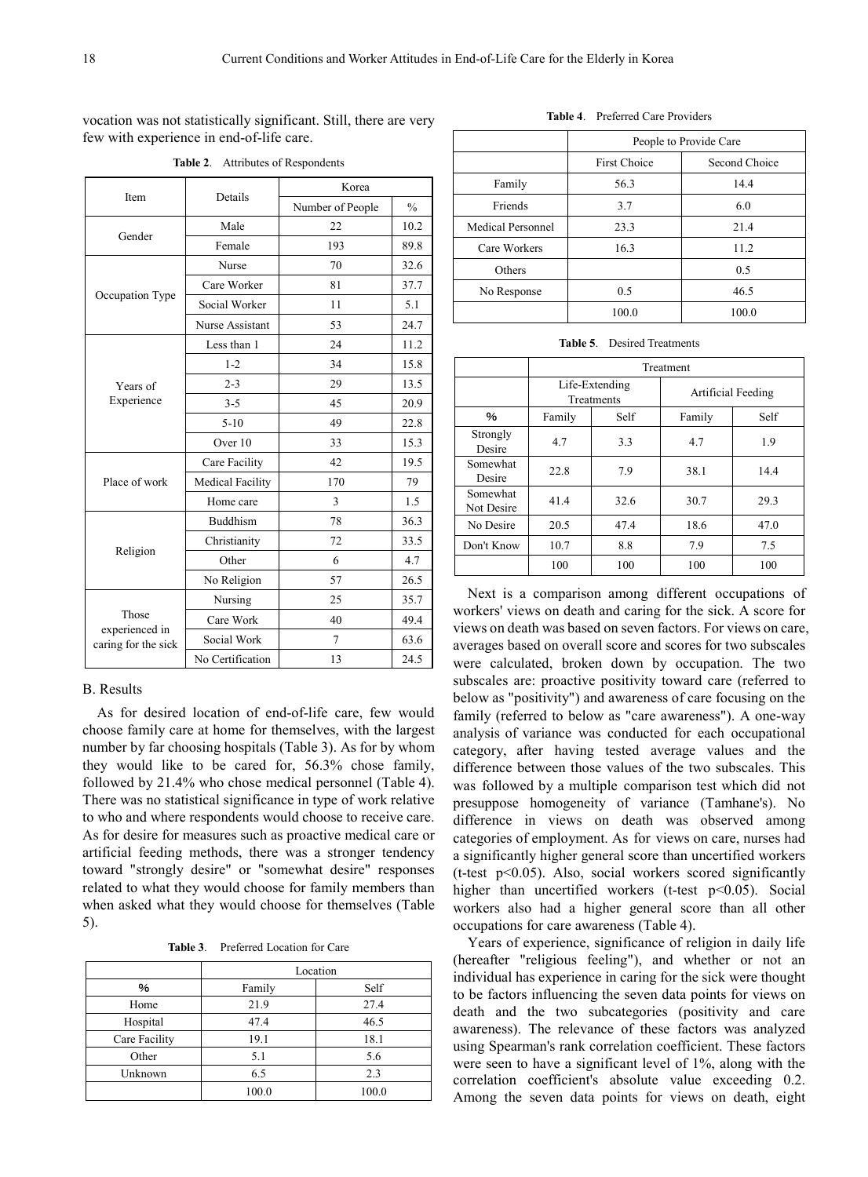vocation was not statistically significant. Still, there are very few with experience in end-of-life care.

**Table 2**. Attributes of Respondents

| Item | Details | Korea | |
|---|---|---|---|
| | | Number of People | % |
| Gender | Male | 22 | 10.2 |
| | Female | 193 | 89.8 |
| Occupation Type | Nurse | 70 | 32.6 |
| | Care Worker | 81 | 37.7 |
| | Social Worker | 11 | 5.1 |
| | Nurse Assistant | 53 | 24.7 |
| Years of Experience | Less than 1 | 24 | 11.2 |
| | 1-2 | 34 | 15.8 |
| | 2-3 | 29 | 13.5 |
| | 3-5 | 45 | 20.9 |
| | 5-10 | 49 | 22.8 |
| | Over 10 | 33 | 15.3 |
| Place of work | Care Facility | 42 | 19.5 |
| | Medical Facility | 170 | 79 |
| | Home care | 3 | 1.5 |
| Religion | Buddhism | 78 | 36.3 |
| | Christianity | 72 | 33.5 |
| | Other | 6 | 4.7 |
| | No Religion | 57 | 26.5 |
| Those experienced in caring for the sick | Nursing | 25 | 35.7 |
| | Care Work | 40 | 49.4 |
| | Social Work | 7 | 63.6 |
| | No Certification | 13 | 24.5 |

B. Results

As for desired location of end-of-life care, few would choose family care at home for themselves, with the largest number by far choosing hospitals (Table 3). As for by whom they would like to be cared for, 56.3% chose family, followed by 21.4% who chose medical personnel (Table 4). There was no statistical significance in type of work relative to who and where respondents would choose to receive care. As for desire for measures such as proactive medical care or artificial feeding methods, there was a stronger tendency toward "strongly desire" or "somewhat desire" responses related to what they would choose for family members than when asked what they would choose for themselves (Table 5).

**Table 3**. Preferred Location for Care

| | Location | |
|---|---|---|
| % | Family | Self |
| Home | 21.9 | 27.4 |
| Hospital | 47.4 | 46.5 |
| Care Facility | 19.1 | 18.1 |
| Other | 5.1 | 5.6 |
| Unknown | 6.5 | 2.3 |
| | 100.0 | 100.0 |

**Table 4**. Preferred Care Providers

| | People to Provide Care | |
|---|---|---|
| | First Choice | Second Choice |
| Family | 56.3 | 14.4 |
| Friends | 3.7 | 6.0 |
| Medical Personnel | 23.3 | 21.4 |
| Care Workers | 16.3 | 11.2 |
| Others | | 0.5 |
| No Response | 0.5 | 46.5 |
| | 100.0 | 100.0 |

**Table 5**. Desired Treatments

| | Treatment | | | |
|---|---|---|---|---|
| | Life-Extending Treatments | | Artificial Feeding | |
| % | Family | Self | Family | Self |
| Strongly Desire | 4.7 | 3.3 | 4.7 | 1.9 |
| Somewhat Desire | 22.8 | 7.9 | 38.1 | 14.4 |
| Somewhat Not Desire | 41.4 | 32.6 | 30.7 | 29.3 |
| No Desire | 20.5 | 47.4 | 18.6 | 47.0 |
| Don't Know | 10.7 | 8.8 | 7.9 | 7.5 |
| | 100 | 100 | 100 | 100 |

Next is a comparison among different occupations of workers' views on death and caring for the sick. A score for views on death was based on seven factors. For views on care, averages based on overall score and scores for two subscales were calculated, broken down by occupation. The two subscales are: proactive positivity toward care (referred to below as "positivity") and awareness of care focusing on the family (referred to below as "care awareness"). A one-way analysis of variance was conducted for each occupational category, after having tested average values and the difference between those values of the two subscales. This was followed by a multiple comparison test which did not presuppose homogeneity of variance (Tamhane's). No difference in views on death was observed among categories of employment. As for views on care, nurses had a significantly higher general score than uncertified workers (t-test $p<0.05$). Also, social workers scored significantly higher than uncertified workers (t-test $p<0.05$). Social workers also had a higher general score than all other occupations for care awareness (Table 4).

Years of experience, significance of religion in daily life (hereafter "religious feeling"), and whether or not an individual has experience in caring for the sick were thought to be factors influencing the seven data points for views on death and the two subcategories (positivity and care awareness). The relevance of these factors was analyzed using Spearman's rank correlation coefficient. These factors were seen to have a significant level of 1%, along with the correlation coefficient's absolute value exceeding 0.2. Among the seven data points for views on death, eight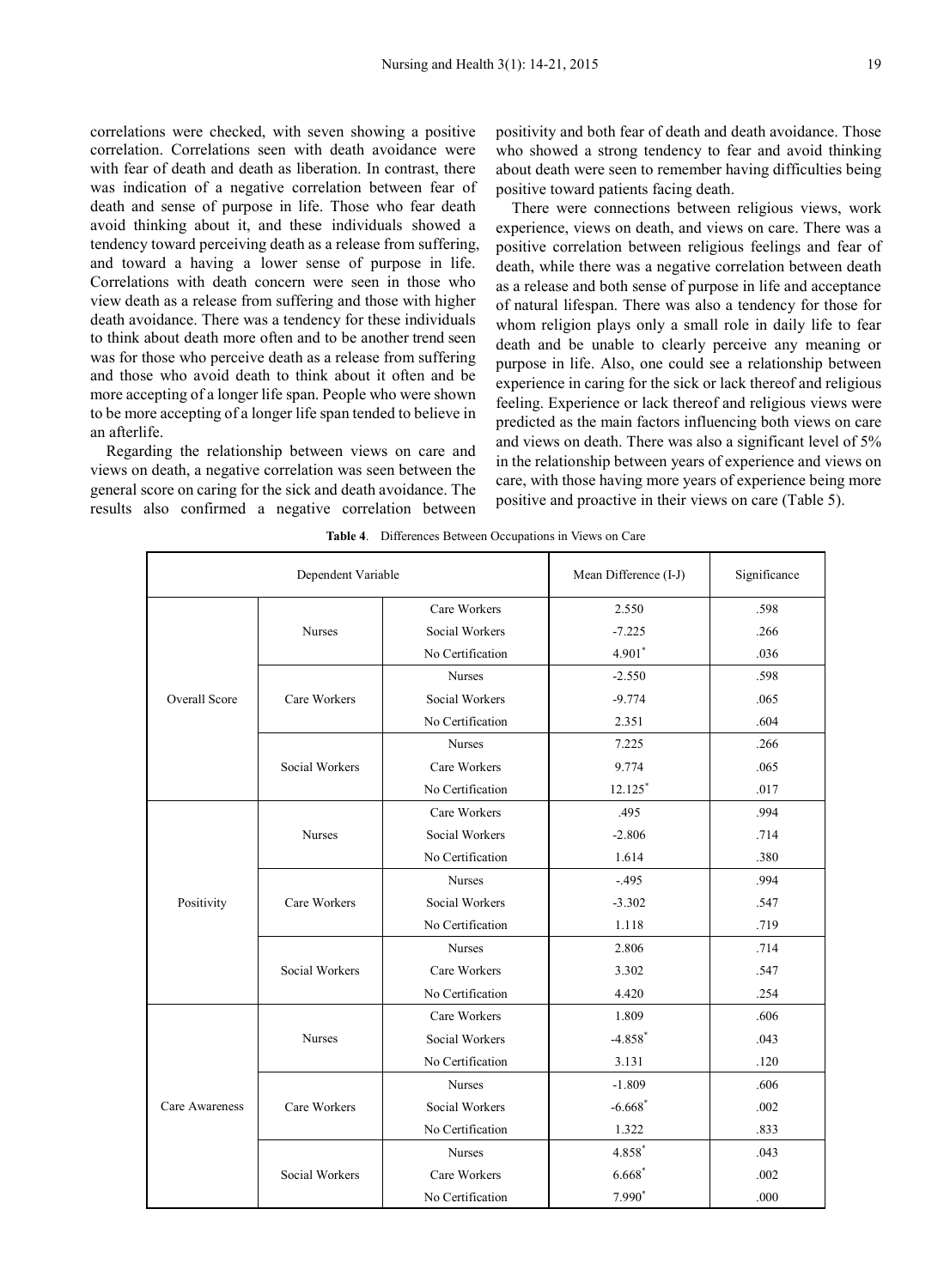correlations were checked, with seven showing a positive correlation. Correlations seen with death avoidance were with fear of death and death as liberation. In contrast, there was indication of a negative correlation between fear of death and sense of purpose in life. Those who fear death avoid thinking about it, and these individuals showed a tendency toward perceiving death as a release from suffering, and toward a having a lower sense of purpose in life. Correlations with death concern were seen in those who view death as a release from suffering and those with higher death avoidance. There was a tendency for these individuals to think about death more often and to be another trend seen was for those who perceive death as a release from suffering and those who avoid death to think about it often and be more accepting of a longer life span. People who were shown to be more accepting of a longer life span tended to believe in an afterlife.

Regarding the relationship between views on care and views on death, a negative correlation was seen between the general score on caring for the sick and death avoidance. The results also confirmed a negative correlation between positivity and both fear of death and death avoidance. Those who showed a strong tendency to fear and avoid thinking about death were seen to remember having difficulties being positive toward patients facing death.

There were connections between religious views, work experience, views on death, and views on care. There was a positive correlation between religious feelings and fear of death, while there was a negative correlation between death as a release and both sense of purpose in life and acceptance of natural lifespan. There was also a tendency for those for whom religion plays only a small role in daily life to fear death and be unable to clearly perceive any meaning or purpose in life. Also, one could see a relationship between experience in caring for the sick or lack thereof and religious feeling. Experience or lack thereof and religious views were predicted as the main factors influencing both views on care and views on death. There was also a significant level of 5% in the relationship between years of experience and views on care, with those having more years of experience being more positive and proactive in their views on care (Table 5).

**Table 4**. Differences Between Occupations in Views on Care

| Dependent Variable | | | Mean Difference (I-J) | Significance |
|---|---|---|---|---|
| Overall Score | Nurses | Care Workers | 2.550 | .598 |
| | | Social Workers | -7.225 | .266 |
| | | No Certification | 4.901* | .036 |
| | Care Workers | Nurses | -2.550 | .598 |
| | | Social Workers | -9.774 | .065 |
| | | No Certification | 2.351 | .604 |
| | Social Workers | Nurses | 7.225 | .266 |
| | | Care Workers | 9.774 | .065 |
| | | No Certification | 12.125* | .017 |
| Positivity | Nurses | Care Workers | .495 | .994 |
| | | Social Workers | -2.806 | .714 |
| | | No Certification | 1.614 | .380 |
| | Care Workers | Nurses | -.495 | .994 |
| | | Social Workers | -3.302 | .547 |
| | | No Certification | 1.118 | .719 |
| | Social Workers | Nurses | 2.806 | .714 |
| | | Care Workers | 3.302 | .547 |
| | | No Certification | 4.420 | .254 |
| Care Awareness | Nurses | Care Workers | 1.809 | .606 |
| | | Social Workers | -4.858* | .043 |
| | | No Certification | 3.131 | .120 |
| | Care Workers | Nurses | -1.809 | .606 |
| | | Social Workers | -6.668* | .002 |
| | | No Certification | 1.322 | .833 |
| | Social Workers | Nurses | 4.858* | .043 |
| | | Care Workers | 6.668* | .002 |
| | | No Certification | 7.990* | .000 |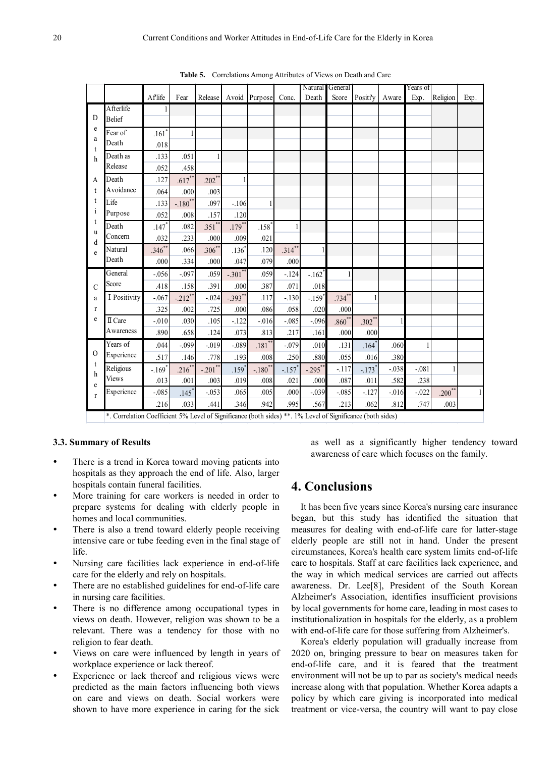**Table 5.** Correlations Among Attributes of Views on Death and Care

| | | Af'life | Fear | Release | Avoid | Purpose | Conc. | Natural Death | General Score | Positi'y | Aware | Years of Exp. | Religion | Exp. |
|---|---|---|---|---|---|---|---|---|---|---|---|---|---|---|
| Death Attitude | Afterlife Belief | 1 | | | | | | | | | | | | |
| | | | | | | | | | | | | | | |
| | Fear of Death | .161* | 1 | | | | | | | | | | | |
| | | .018 | | | | | | | | | | | | |
| | Death as Release | .133 | .051 | 1 | | | | | | | | | | |
| | | .052 | .458 | | | | | | | | | | | |
| | Death Avoidance | .127 | .617** | .202** | 1 | | | | | | | | | |
| | | .064 | .000 | .003 | | | | | | | | | | |
| | Life Purpose | .133 | -.180** | .097 | -.106 | 1 | | | | | | | | |
| | | .052 | .008 | .157 | .120 | | | | | | | | | |
| | Death Concern | .147* | .082 | .351** | .179** | .158* | 1 | | | | | | | |
| | | .032 | .233 | .000 | .009 | .021 | | | | | | | | |
| | Natural Death | .346** | .066 | .306** | .136* | .120 | .314** | 1 | | | | | | |
| | | .000 | .334 | .000 | .047 | .079 | .000 | | | | | | | |
| Care | General Score | -.056 | -.097 | .059 | -.301** | .059 | -.124 | -.162* | 1 | | | | | |
| | | .418 | .158 | .391 | .000 | .387 | .071 | .018 | | | | | | |
| | Ⅰ Positivity | -.067 | -.212** | -.024 | -.393** | .117 | -.130 | -.159* | .734** | 1 | | | | |
| | | .325 | .002 | .725 | .000 | .086 | .058 | .020 | .000 | | | | | |
| | Ⅱ Care Awareness | -.010 | .030 | .105 | -.122 | -.016 | -.085 | -.096 | .860** | .302** | 1 | | | |
| | | .890 | .658 | .124 | .073 | .813 | .217 | .161 | .000 | .000 | | | | |
| Other | Years of Experience | .044 | -.099 | -.019 | -.089 | .181** | -.079 | .010 | .131 | .164* | .060 | 1 | | |
| | | .517 | .146 | .778 | .193 | .008 | .250 | .880 | .055 | .016 | .380 | | | |
| | Religious Views | -.169* | .216** | -.201** | .159* | -.180** | -.157* | -.295** | -.117 | -.173* | -.038 | -.081 | 1 | |
| | | .013 | .001 | .003 | .019 | .008 | .021 | .000 | .087 | .011 | .582 | .238 | | |
| | Experience | -.085 | .145* | -.053 | .065 | .005 | .000 | -.039 | -.085 | -.127 | -.016 | -.022 | .200** | 1 |
| | | .216 | .033 | .441 | .346 | .942 | .995 | .567 | .213 | .062 | .812 | .747 | .003 | |

*. Correlation Coefficient 5% Level of Significance (both sides) **. 1% Level of Significance (both sides)

### 3.3. Summary of Results

- There is a trend in Korea toward moving patients into hospitals as they approach the end of life. Also, larger hospitals contain funeral facilities.
- More training for care workers is needed in order to prepare systems for dealing with elderly people in homes and local communities.
- There is also a trend toward elderly people receiving intensive care or tube feeding even in the final stage of life.
- Nursing care facilities lack experience in end-of-life care for the elderly and rely on hospitals.
- There are no established guidelines for end-of-life care in nursing care facilities.
- There is no difference among occupational types in views on death. However, religion was shown to be a relevant. There was a tendency for those with no religion to fear death.
- Views on care were influenced by length in years of workplace experience or lack thereof.
- Experience or lack thereof and religious views were predicted as the main factors influencing both views on care and views on death. Social workers were shown to have more experience in caring for the sick as well as a significantly higher tendency toward awareness of care which focuses on the family.

## 4. Conclusions

It has been five years since Korea's nursing care insurance began, but this study has identified the situation that measures for dealing with end-of-life care for latter-stage elderly people are still not in hand. Under the present circumstances, Korea's health care system limits end-of-life care to hospitals. Staff at care facilities lack experience, and the way in which medical services are carried out affects awareness. Dr. Lee[8], President of the South Korean Alzheimer's Association, identifies insufficient provisions by local governments for home care, leading in most cases to institutionalization in hospitals for the elderly, as a problem with end-of-life care for those suffering from Alzheimer's.

Korea's elderly population will gradually increase from 2020 on, bringing pressure to bear on measures taken for end-of-life care, and it is feared that the treatment environment will not be up to par as society's medical needs increase along with that population. Whether Korea adapts a policy by which care giving is incorporated into medical treatment or vice-versa, the country will want to pay close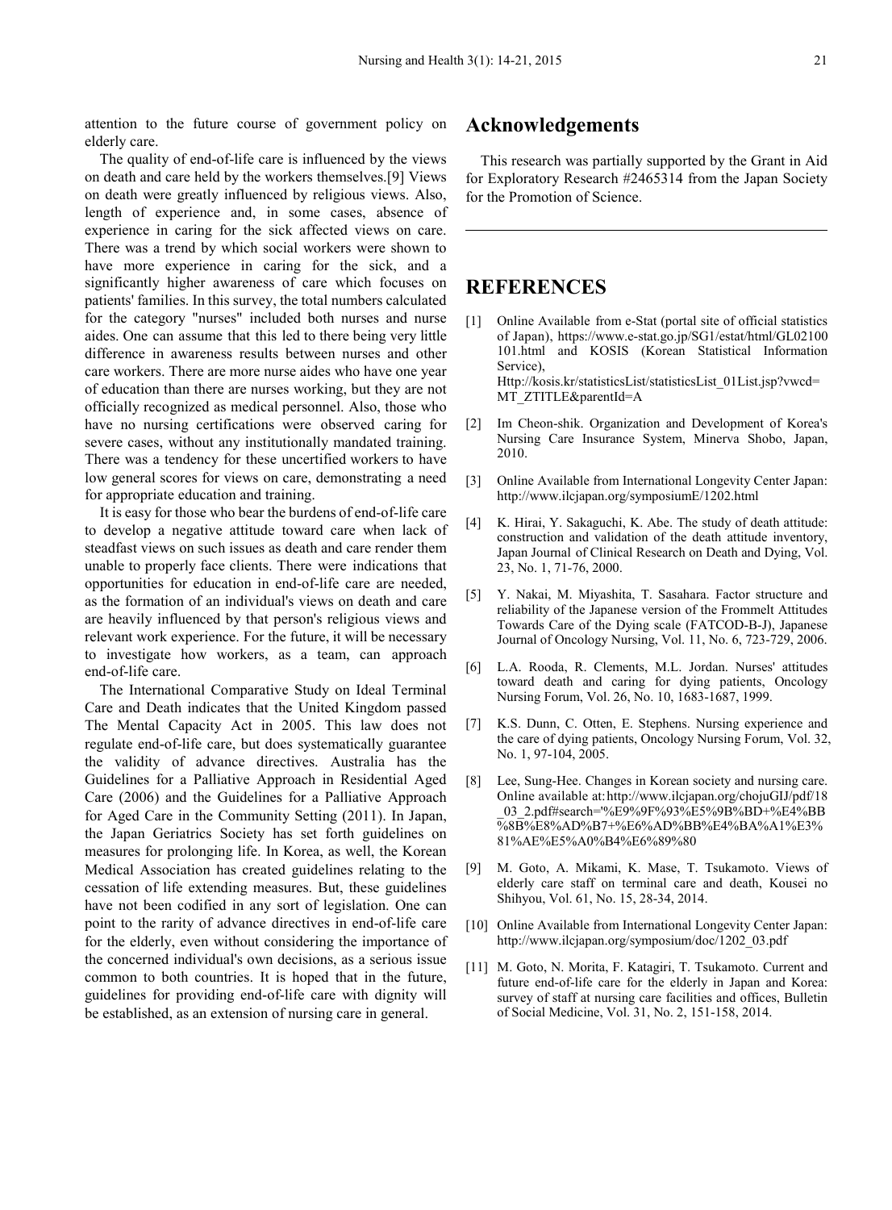attention to the future course of government policy on elderly care.

The quality of end-of-life care is influenced by the views on death and care held by the workers themselves.[9] Views on death were greatly influenced by religious views. Also, length of experience and, in some cases, absence of experience in caring for the sick affected views on care. There was a trend by which social workers were shown to have more experience in caring for the sick, and a significantly higher awareness of care which focuses on patients' families. In this survey, the total numbers calculated for the category "nurses" included both nurses and nurse aides. One can assume that this led to there being very little difference in awareness results between nurses and other care workers. There are more nurse aides who have one year of education than there are nurses working, but they are not officially recognized as medical personnel. Also, those who have no nursing certifications were observed caring for severe cases, without any institutionally mandated training. There was a tendency for these uncertified workers to have low general scores for views on care, demonstrating a need for appropriate education and training.

It is easy for those who bear the burdens of end-of-life care to develop a negative attitude toward care when lack of steadfast views on such issues as death and care render them unable to properly face clients. There were indications that opportunities for education in end-of-life care are needed, as the formation of an individual's views on death and care are heavily influenced by that person's religious views and relevant work experience. For the future, it will be necessary to investigate how workers, as a team, can approach end-of-life care.

The International Comparative Study on Ideal Terminal Care and Death indicates that the United Kingdom passed The Mental Capacity Act in 2005. This law does not regulate end-of-life care, but does systematically guarantee the validity of advance directives. Australia has the Guidelines for a Palliative Approach in Residential Aged Care (2006) and the Guidelines for a Palliative Approach for Aged Care in the Community Setting (2011). In Japan, the Japan Geriatrics Society has set forth guidelines on measures for prolonging life. In Korea, as well, the Korean Medical Association has created guidelines relating to the cessation of life extending measures. But, these guidelines have not been codified in any sort of legislation. One can point to the rarity of advance directives in end-of-life care for the elderly, even without considering the importance of the concerned individual's own decisions, as a serious issue common to both countries. It is hoped that in the future, guidelines for providing end-of-life care with dignity will be established, as an extension of nursing care in general.

## Acknowledgements

This research was partially supported by the Grant in Aid for Exploratory Research #2465314 from the Japan Society for the Promotion of Science.

## REFERENCES

[1] Online Available from e-Stat (portal site of official statistics of Japan), https://www.e-stat.go.jp/SG1/estat/html/GL02100101.html and KOSIS (Korean Statistical Information Service), Http://kosis.kr/statisticsList/statisticsList_01List.jsp?vwcd=MT_ZTITLE&parentId=A

[2] Im Cheon-shik. Organization and Development of Korea's Nursing Care Insurance System, Minerva Shobo, Japan, 2010.

[3] Online Available from International Longevity Center Japan: http://www.ilcjapan.org/symposiumE/1202.html

[4] K. Hirai, Y. Sakaguchi, K. Abe. The study of death attitude: construction and validation of the death attitude inventory, Japan Journal of Clinical Research on Death and Dying, Vol. 23, No. 1, 71-76, 2000.

[5] Y. Nakai, M. Miyashita, T. Sasahara. Factor structure and reliability of the Japanese version of the Frommelt Attitudes Towards Care of the Dying scale (FATCOD-B-J), Japanese Journal of Oncology Nursing, Vol. 11, No. 6, 723-729, 2006.

[6] L.A. Rooda, R. Clements, M.L. Jordan. Nurses' attitudes toward death and caring for dying patients, Oncology Nursing Forum, Vol. 26, No. 10, 1683-1687, 1999.

[7] K.S. Dunn, C. Otten, E. Stephens. Nursing experience and the care of dying patients, Oncology Nursing Forum, Vol. 32, No. 1, 97-104, 2005.

[8] Lee, Sung-Hee. Changes in Korean society and nursing care. Online available at: http://www.ilcjapan.org/chojuGIJ/pdf/18_03_2.pdf#search='%E9%9F%93%E5%9B%BD+%E4%BB%8B%E8%AD%B7+%E6%AD%BB%E4%BA%A1%E3%81%AE%E5%A0%B4%E6%89%80

[9] M. Goto, A. Mikami, K. Mase, T. Tsukamoto. Views of elderly care staff on terminal care and death, Kousei no Shihyou, Vol. 61, No. 15, 28-34, 2014.

[10] Online Available from International Longevity Center Japan: http://www.ilcjapan.org/symposium/doc/1202_03.pdf

[11] M. Goto, N. Morita, F. Katagiri, T. Tsukamoto. Current and future end-of-life care for the elderly in Japan and Korea: survey of staff at nursing care facilities and offices, Bulletin of Social Medicine, Vol. 31, No. 2, 151-158, 2014.